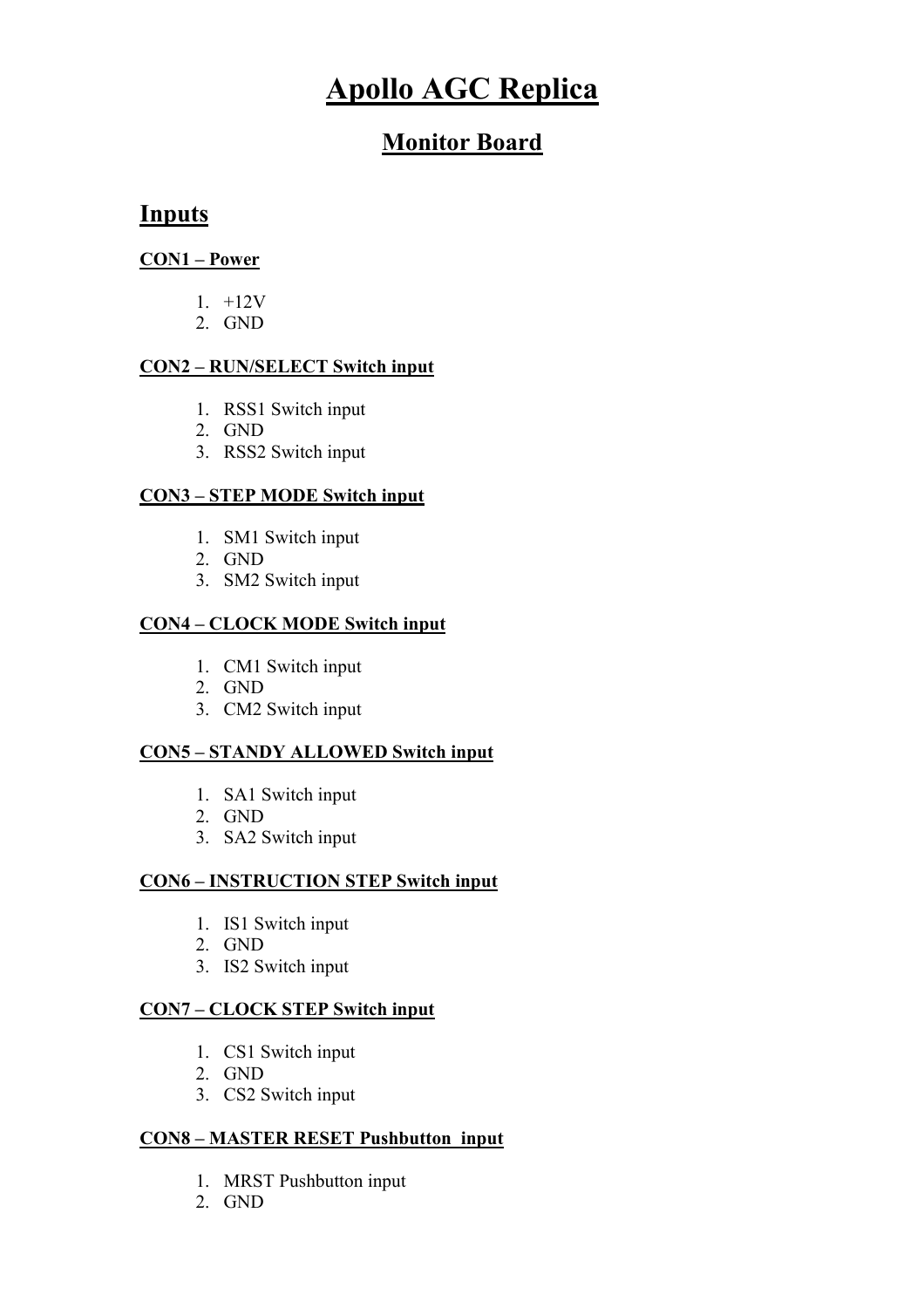# Apollo AGC Replica

## Monitor Board

## Inputs

**CON1 – Power**

1. +12V
2. GND

**CON2 – RUN/SELECT Switch input**

1. RSS1 Switch input
2. GND
3. RSS2 Switch input

**CON3 – STEP MODE Switch input**

1. SM1 Switch input
2. GND
3. SM2 Switch input

**CON4 – CLOCK MODE Switch input**

1. CM1 Switch input
2. GND
3. CM2 Switch input

**CON5 – STANDY ALLOWED Switch input**

1. SA1 Switch input
2. GND
3. SA2 Switch input

**CON6 – INSTRUCTION STEP Switch input**

1. IS1 Switch input
2. GND
3. IS2 Switch input

**CON7 – CLOCK STEP Switch input**

1. CS1 Switch input
2. GND
3. CS2 Switch input

**CON8 – MASTER RESET Pushbutton input**

1. MRST Pushbutton input
2. GND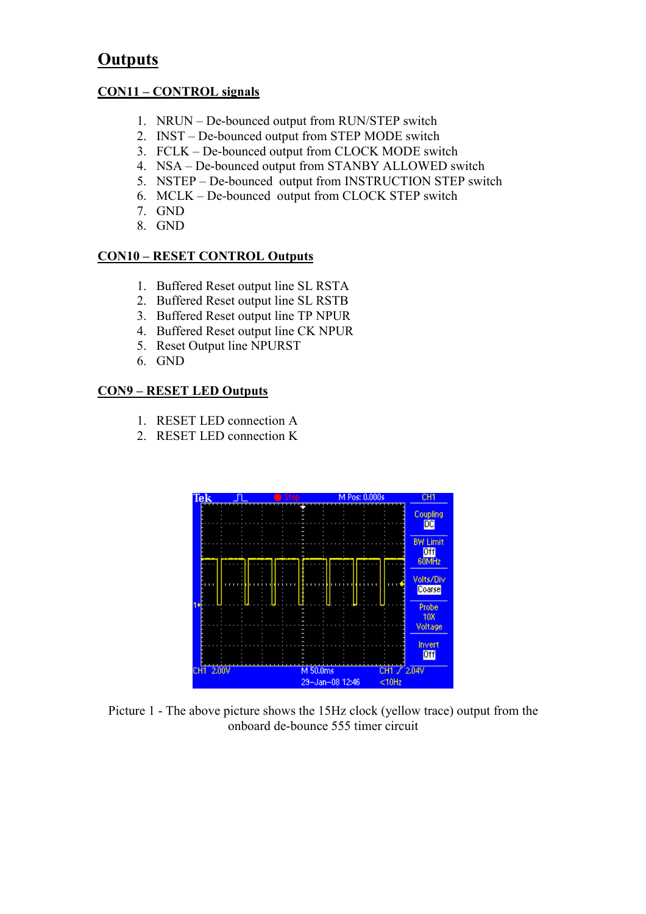# Outputs

## CON11 – CONTROL signals

1. NRUN – De-bounced output from RUN/STEP switch
2. INST – De-bounced output from STEP MODE switch
3. FCLK – De-bounced output from CLOCK MODE switch
4. NSA – De-bounced output from STANBY ALLOWED switch
5. NSTEP – De-bounced output from INSTRUCTION STEP switch
6. MCLK – De-bounced output from CLOCK STEP switch
7. GND
8. GND

## CON10 – RESET CONTROL Outputs

1. Buffered Reset output line SL RSTA
2. Buffered Reset output line SL RSTB
3. Buffered Reset output line TP NPUR
4. Buffered Reset output line CK NPUR
5. Reset Output line NPURST
6. GND

## CON9 – RESET LED Outputs

1. RESET LED connection A
2. RESET LED connection K

Picture 1 - The above picture shows the 15Hz clock (yellow trace) output from the onboard de-bounce 555 timer circuit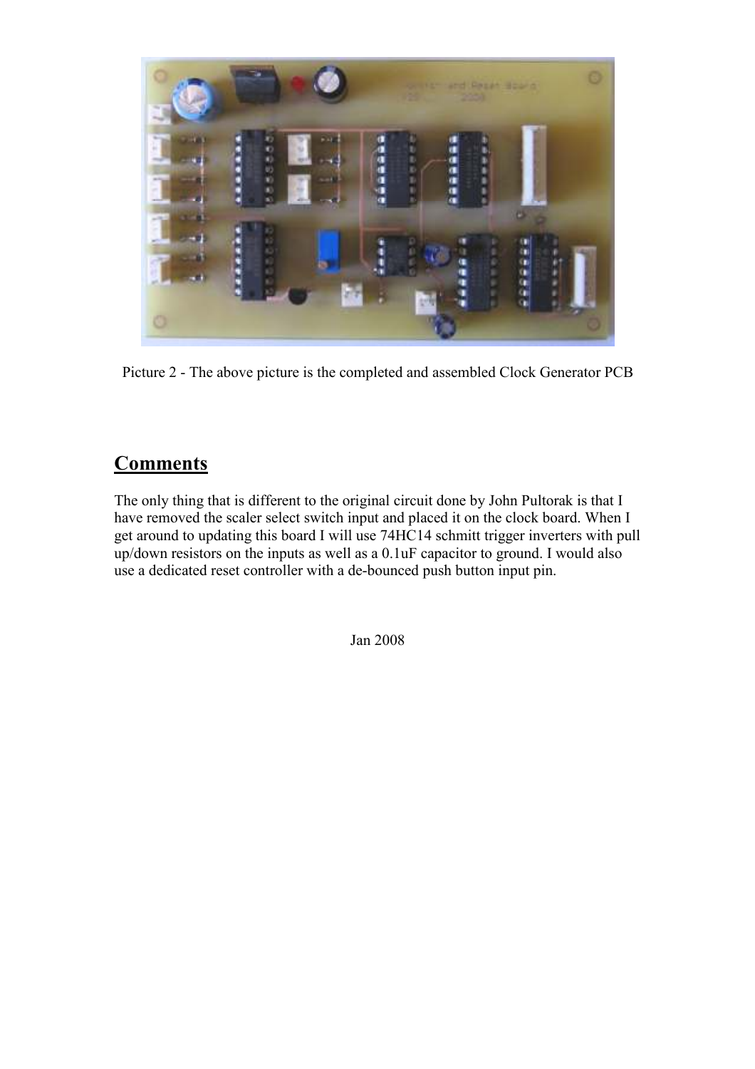Picture 2 - The above picture is the completed and assembled Clock Generator PCB

## Comments

The only thing that is different to the original circuit done by John Pultorak is that I have removed the scaler select switch input and placed it on the clock board. When I get around to updating this board I will use 74HC14 schmitt trigger inverters with pull up/down resistors on the inputs as well as a 0.1uF capacitor to ground. I would also use a dedicated reset controller with a de-bounced push button input pin.

Jan 2008